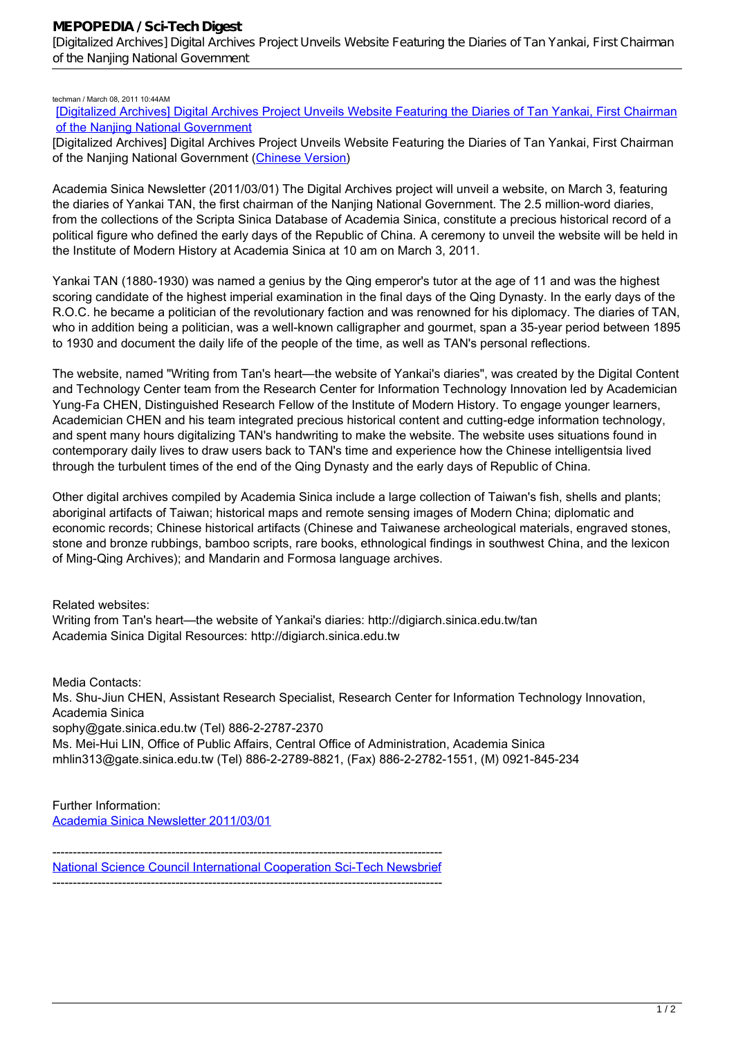techman / March 08, 2011 10:44AM

[Digitalized Archives] Digital Archives Project Unveils Website Featuring the Diaries of Tan Yankai, First Chairman of the Nanjing National Government

[Digitalized Archives] Digital Archives Project Unveils Website Featuring the Diaries of Tan Yankai, First Chairman of the Nanjing National Government (Chinese Version)

Academia Sinica Newsletter (2011/03/01) The Digital Archives project will unveil a website, on March 3, featuring the diaries of Yankai TAN, the first chairman of the Nanjing National Government. The 2.5 million-word diaries, from the collections of the Scripta Sinica Database of Academia Sinica, constitute a precious historical record of a political figure who defined the early days of the Republic of China. A ceremony to unveil the website will be held in the Institute of Modern History at Academia Sinica at 10 am on March 3, 2011.

Yankai TAN (1880-1930) was named a genius by the Qing emperor's tutor at the age of 11 and was the highest scoring candidate of the highest imperial examination in the final days of the Qing Dynasty. In the early days of the R.O.C. he became a politician of the revolutionary faction and was renowned for his diplomacy. The diaries of TAN, who in addition being a politician, was a well-known calligrapher and gourmet, span a 35-year period between 1895 to 1930 and document the daily life of the people of the time, as well as TAN's personal reflections.

The website, named "Writing from Tan's heart—the website of Yankai's diaries", was created by the Digital Content and Technology Center team from the Research Center for Information Technology Innovation led by Academician Yung-Fa CHEN, Distinguished Research Fellow of the Institute of Modern History. To engage younger learners, Academician CHEN and his team integrated precious historical content and cutting-edge information technology, and spent many hours digitalizing TAN's handwriting to make the website. The website uses situations found in contemporary daily lives to draw users back to TAN's time and experience how the Chinese intelligentsia lived through the turbulent times of the end of the Qing Dynasty and the early days of Republic of China.

Other digital archives compiled by Academia Sinica include a large collection of Taiwan's fish, shells and plants; aboriginal artifacts of Taiwan; historical maps and remote sensing images of Modern China; diplomatic and economic records; Chinese historical artifacts (Chinese and Taiwanese archeological materials, engraved stones, stone and bronze rubbings, bamboo scripts, rare books, ethnological findings in southwest China, and the lexicon of Ming-Qing Archives); and Mandarin and Formosa language archives.

Related websites:
Writing from Tan's heart—the website of Yankai's diaries: http://digiarch.sinica.edu.tw/tan
Academia Sinica Digital Resources: http://digiarch.sinica.edu.tw

Media Contacts:
Ms. Shu-Jiun CHEN, Assistant Research Specialist, Research Center for Information Technology Innovation, Academia Sinica
sophy@gate.sinica.edu.tw (Tel) 886-2-2787-2370
Ms. Mei-Hui LIN, Office of Public Affairs, Central Office of Administration, Academia Sinica
mhlin313@gate.sinica.edu.tw (Tel) 886-2-2789-8821, (Fax) 886-2-2782-1551, (M) 0921-845-234

Further Information:
Academia Sinica Newsletter 2011/03/01

---

National Science Council International Cooperation Sci-Tech Newsbrief

---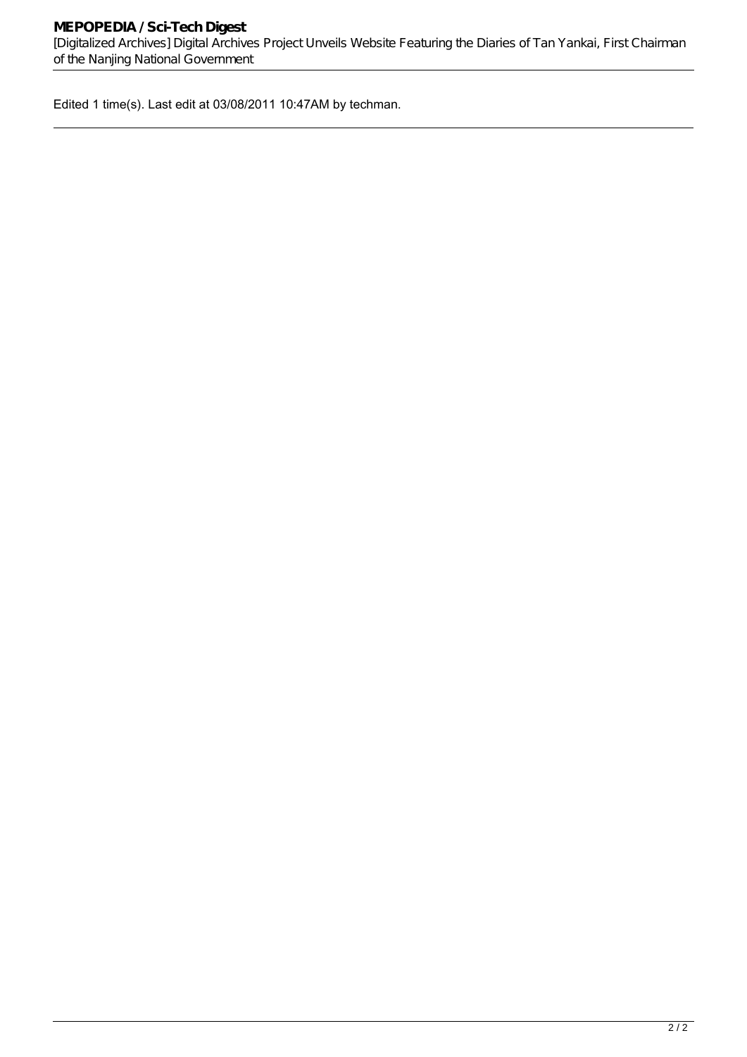Edited 1 time(s). Last edit at 03/08/2011 10:47AM by techman.